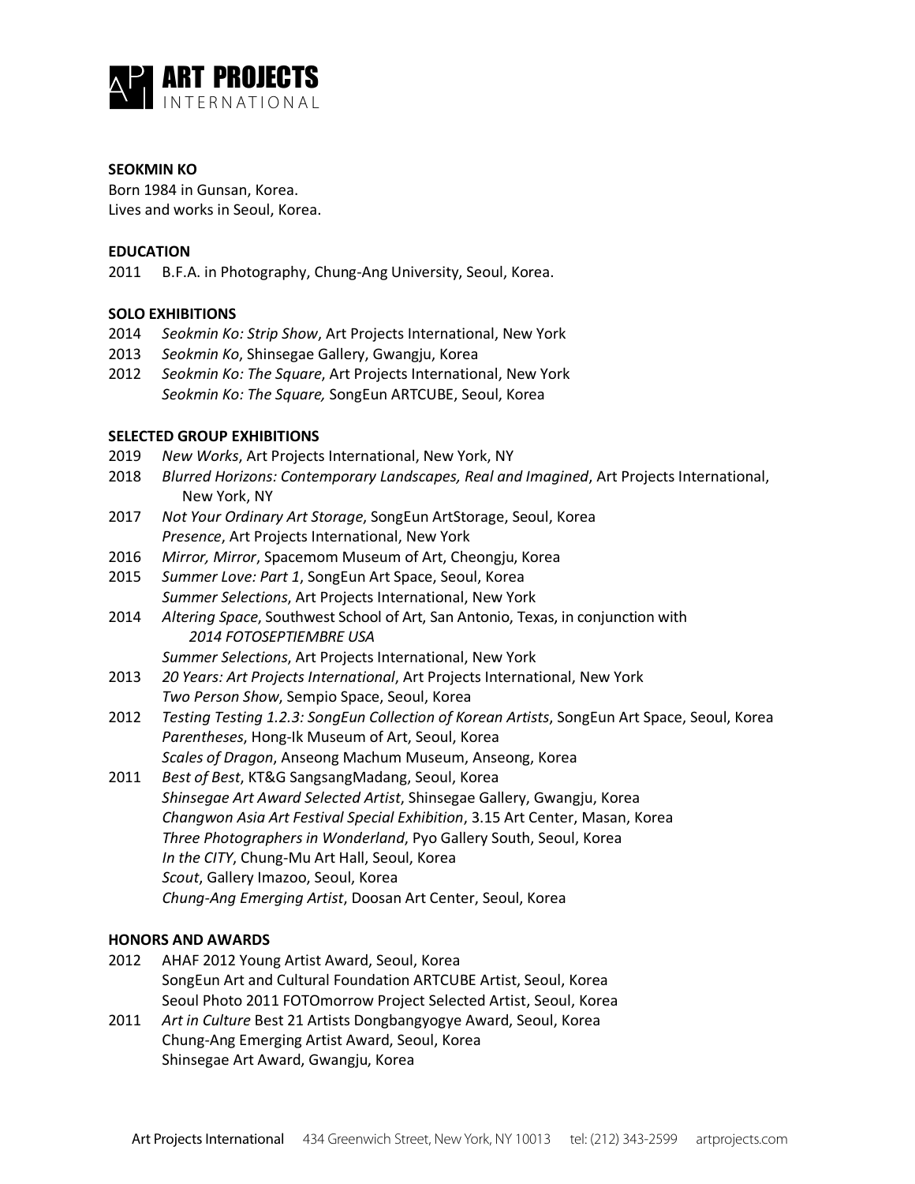**SEOKMIN KO**
Born 1984 in Gunsan, Korea.
Lives and works in Seoul, Korea.

**EDUCATION**

2011 B.F.A. in Photography, Chung-Ang University, Seoul, Korea.

**SOLO EXHIBITIONS**

2014 *Seokmin Ko: Strip Show*, Art Projects International, New York
2013 *Seokmin Ko*, Shinsegae Gallery, Gwangju, Korea
2012 *Seokmin Ko: The Square*, Art Projects International, New York
*Seokmin Ko: The Square,* SongEun ARTCUBE, Seoul, Korea

**SELECTED GROUP EXHIBITIONS**

2019 *New Works*, Art Projects International, New York, NY
2018 *Blurred Horizons: Contemporary Landscapes, Real and Imagined*, Art Projects International, New York, NY
2017 *Not Your Ordinary Art Storage*, SongEun ArtStorage, Seoul, Korea
*Presence*, Art Projects International, New York
2016 *Mirror, Mirror*, Spacemom Museum of Art, Cheongju, Korea
2015 *Summer Love: Part 1*, SongEun Art Space, Seoul, Korea
*Summer Selections*, Art Projects International, New York
2014 *Altering Space*, Southwest School of Art, San Antonio, Texas, in conjunction with *2014 FOTOSEPTIEMBRE USA*
*Summer Selections*, Art Projects International, New York
2013 *20 Years: Art Projects International*, Art Projects International, New York
*Two Person Show*, Sempio Space, Seoul, Korea
2012 *Testing Testing 1.2.3: SongEun Collection of Korean Artists*, SongEun Art Space, Seoul, Korea
*Parentheses*, Hong-Ik Museum of Art, Seoul, Korea
*Scales of Dragon*, Anseong Machum Museum, Anseong, Korea
2011 *Best of Best*, KT&G SangsangMadang, Seoul, Korea
*Shinsegae Art Award Selected Artist*, Shinsegae Gallery, Gwangju, Korea
*Changwon Asia Art Festival Special Exhibition*, 3.15 Art Center, Masan, Korea
*Three Photographers in Wonderland*, Pyo Gallery South, Seoul, Korea
*In the CITY*, Chung-Mu Art Hall, Seoul, Korea
*Scout*, Gallery Imazoo, Seoul, Korea
*Chung-Ang Emerging Artist*, Doosan Art Center, Seoul, Korea

**HONORS AND AWARDS**

2012 AHAF 2012 Young Artist Award, Seoul, Korea
SongEun Art and Cultural Foundation ARTCUBE Artist, Seoul, Korea
Seoul Photo 2011 FOTOmorrow Project Selected Artist, Seoul, Korea
2011 *Art in Culture* Best 21 Artists Dongbangyogye Award, Seoul, Korea
Chung-Ang Emerging Artist Award, Seoul, Korea
Shinsegae Art Award, Gwangju, Korea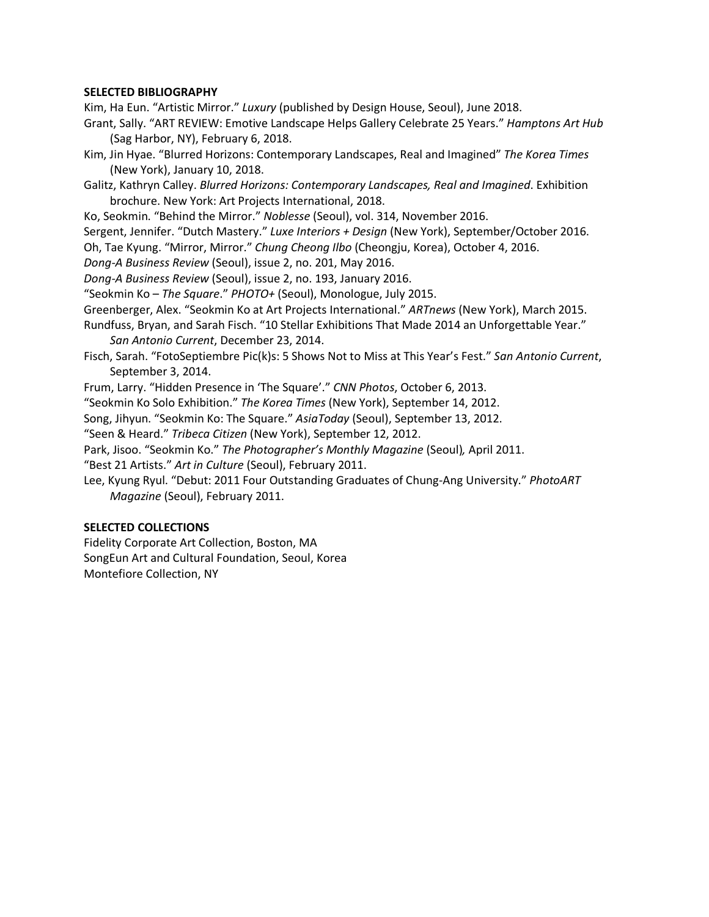**SELECTED BIBLIOGRAPHY**

Kim, Ha Eun. "Artistic Mirror." *Luxury* (published by Design House, Seoul), June 2018.

Grant, Sally. "ART REVIEW: Emotive Landscape Helps Gallery Celebrate 25 Years." *Hamptons Art Hub* (Sag Harbor, NY), February 6, 2018.

Kim, Jin Hyae. "Blurred Horizons: Contemporary Landscapes, Real and Imagined" *The Korea Times* (New York), January 10, 2018.

Galitz, Kathryn Calley. *Blurred Horizons: Contemporary Landscapes, Real and Imagined*. Exhibition brochure. New York: Art Projects International, 2018.

Ko, Seokmin. "Behind the Mirror." *Noblesse* (Seoul), vol. 314, November 2016.

Sergent, Jennifer. "Dutch Mastery." *Luxe Interiors + Design* (New York), September/October 2016.

Oh, Tae Kyung. "Mirror, Mirror." *Chung Cheong Ilbo* (Cheongju, Korea), October 4, 2016.

*Dong-A Business Review* (Seoul), issue 2, no. 201, May 2016.

*Dong-A Business Review* (Seoul), issue 2, no. 193, January 2016.

"Seokmin Ko – *The Square*." *PHOTO+* (Seoul), Monologue, July 2015.

Greenberger, Alex. "Seokmin Ko at Art Projects International." *ARTnews* (New York), March 2015.

Rundfuss, Bryan, and Sarah Fisch. "10 Stellar Exhibitions That Made 2014 an Unforgettable Year." *San Antonio Current*, December 23, 2014.

Fisch, Sarah. "FotoSeptiembre Pic(k)s: 5 Shows Not to Miss at This Year's Fest." *San Antonio Current*, September 3, 2014.

Frum, Larry. "Hidden Presence in 'The Square'." *CNN Photos*, October 6, 2013.

"Seokmin Ko Solo Exhibition." *The Korea Times* (New York), September 14, 2012.

Song, Jihyun. "Seokmin Ko: The Square." *AsiaToday* (Seoul), September 13, 2012.

"Seen & Heard." *Tribeca Citizen* (New York), September 12, 2012.

Park, Jisoo. "Seokmin Ko." *The Photographer's Monthly Magazine* (Seoul), April 2011.

"Best 21 Artists." *Art in Culture* (Seoul), February 2011.

Lee, Kyung Ryul. "Debut: 2011 Four Outstanding Graduates of Chung-Ang University." *PhotoART Magazine* (Seoul), February 2011.

**SELECTED COLLECTIONS**

Fidelity Corporate Art Collection, Boston, MA

SongEun Art and Cultural Foundation, Seoul, Korea

Montefiore Collection, NY